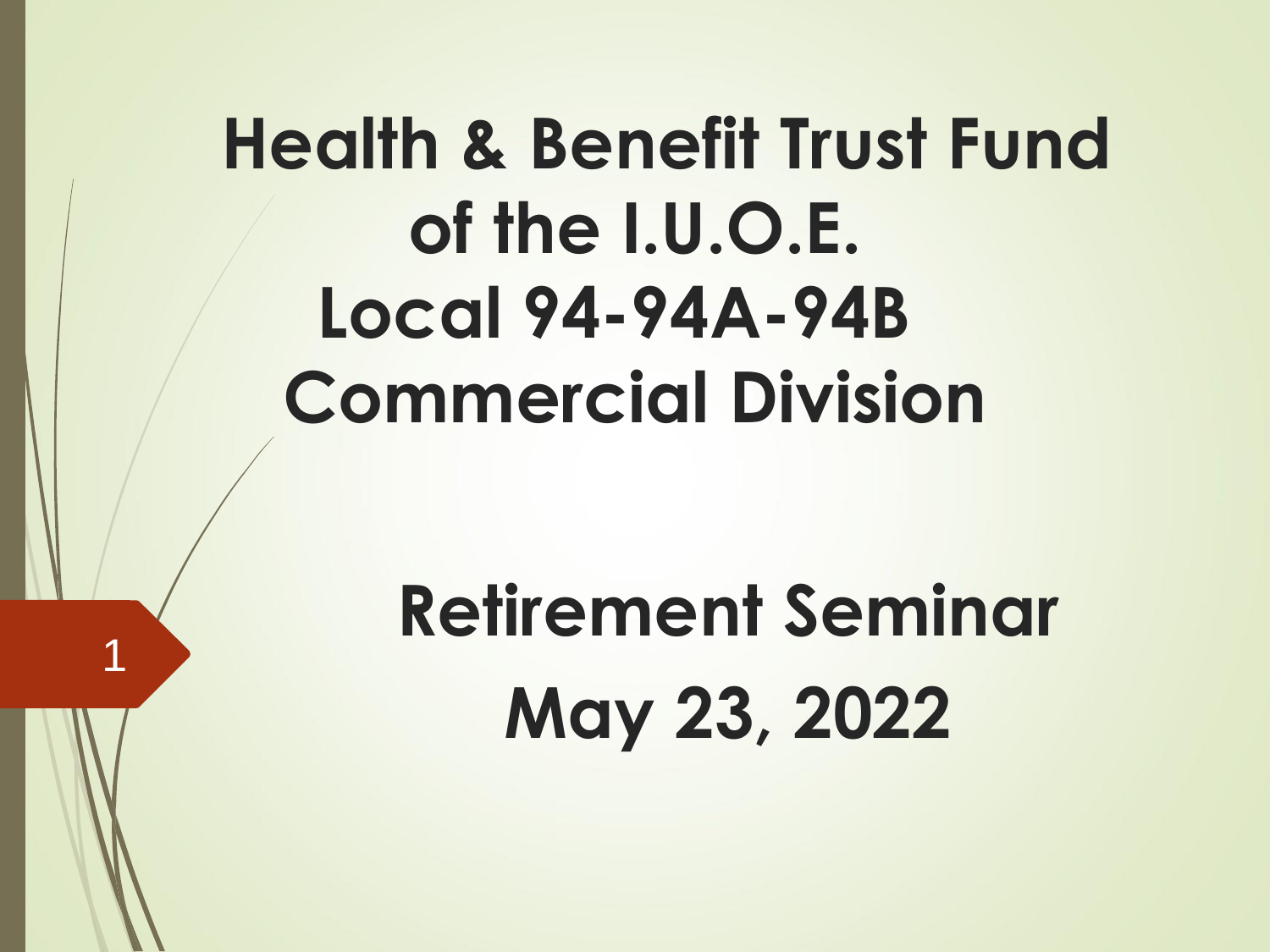# Health & Benefit Trust Fund of the I.U.O.E. Local 94-94A-94B Commercial Division

## Retirement Seminar May 23, 2022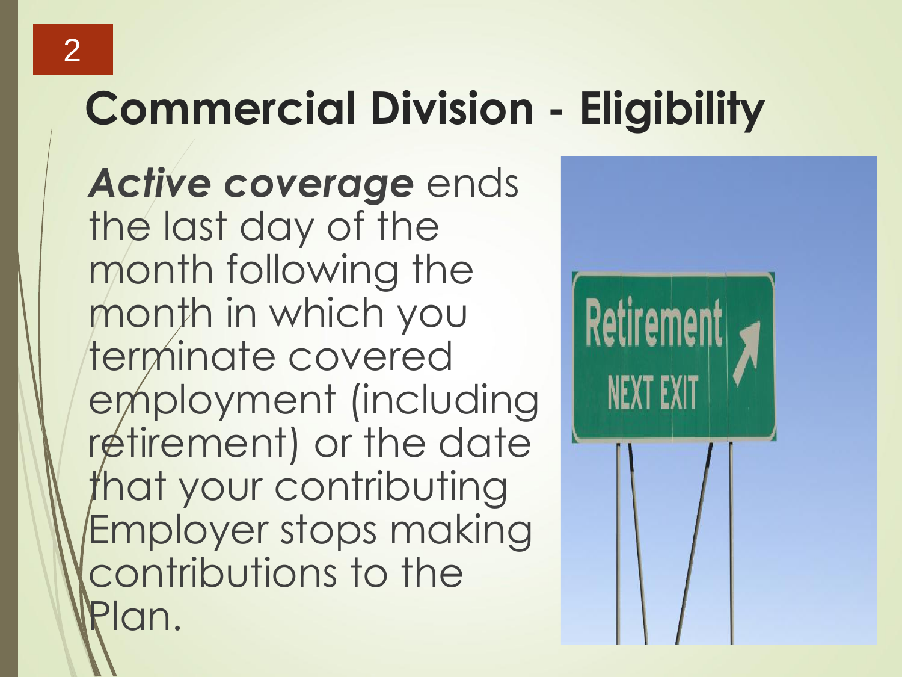# Commercial Division - Eligibility

***Active coverage*** ends the last day of the month following the month in which you terminate covered employment (including retirement) or the date that your contributing Employer stops making contributions to the Plan.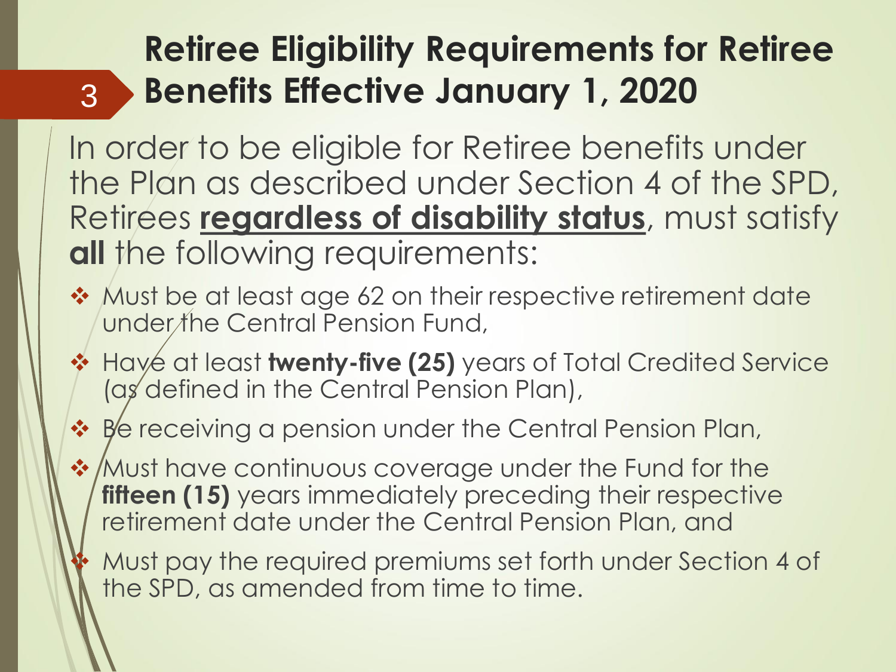# Retiree Eligibility Requirements for Retiree Benefits Effective January 1, 2020

In order to be eligible for Retiree benefits under the Plan as described under Section 4 of the SPD, Retirees **regardless of disability status**, must satisfy **all** the following requirements:

- Must be at least age 62 on their respective retirement date under the Central Pension Fund,
- Have at least **twenty-five (25)** years of Total Credited Service (as defined in the Central Pension Plan),
- Be receiving a pension under the Central Pension Plan,
- Must have continuous coverage under the Fund for the **fifteen (15)** years immediately preceding their respective retirement date under the Central Pension Plan, and
- Must pay the required premiums set forth under Section 4 of the SPD, as amended from time to time.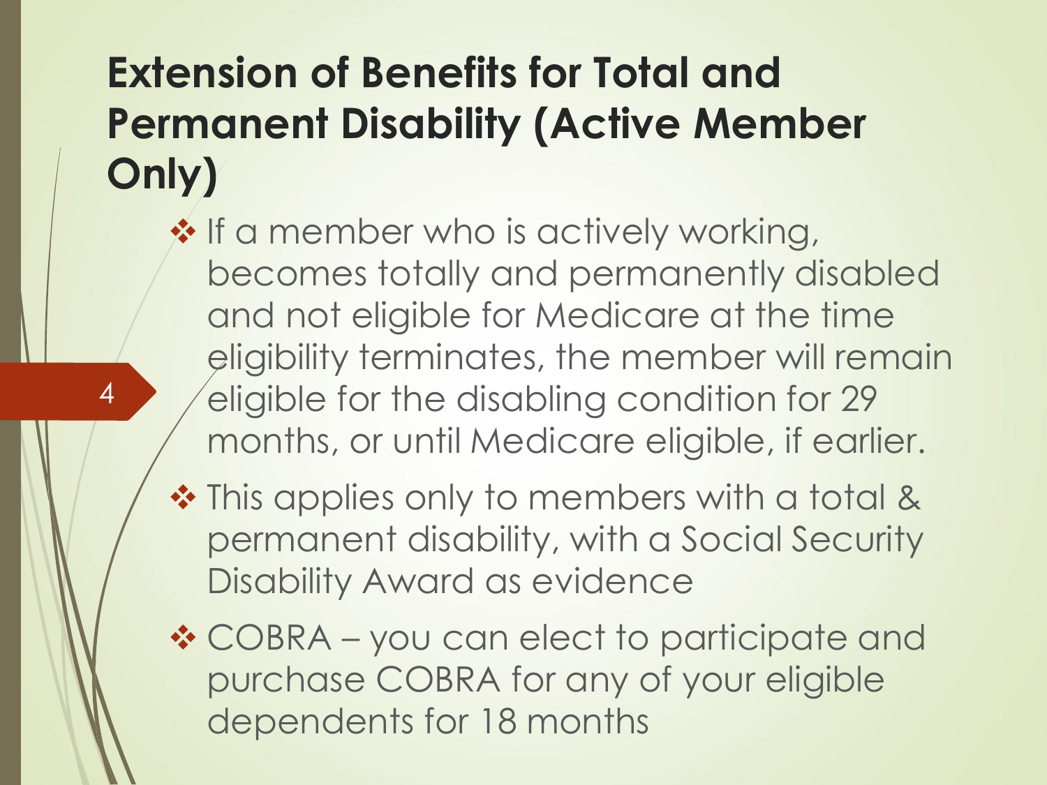# Extension of Benefits for Total and Permanent Disability (Active Member Only)

- If a member who is actively working, becomes totally and permanently disabled and not eligible for Medicare at the time eligibility terminates, the member will remain eligible for the disabling condition for 29 months, or until Medicare eligible, if earlier.
- This applies only to members with a total & permanent disability, with a Social Security Disability Award as evidence
- COBRA – you can elect to participate and purchase COBRA for any of your eligible dependents for 18 months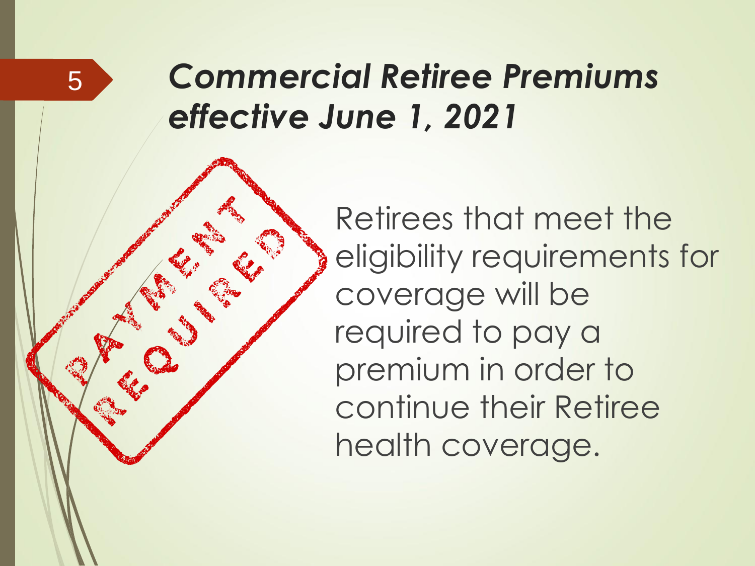# *Commercial Retiree Premiums effective June 1, 2021*

PAYMENT REQUIRED

Retirees that meet the eligibility requirements for coverage will be required to pay a premium in order to continue their Retiree health coverage.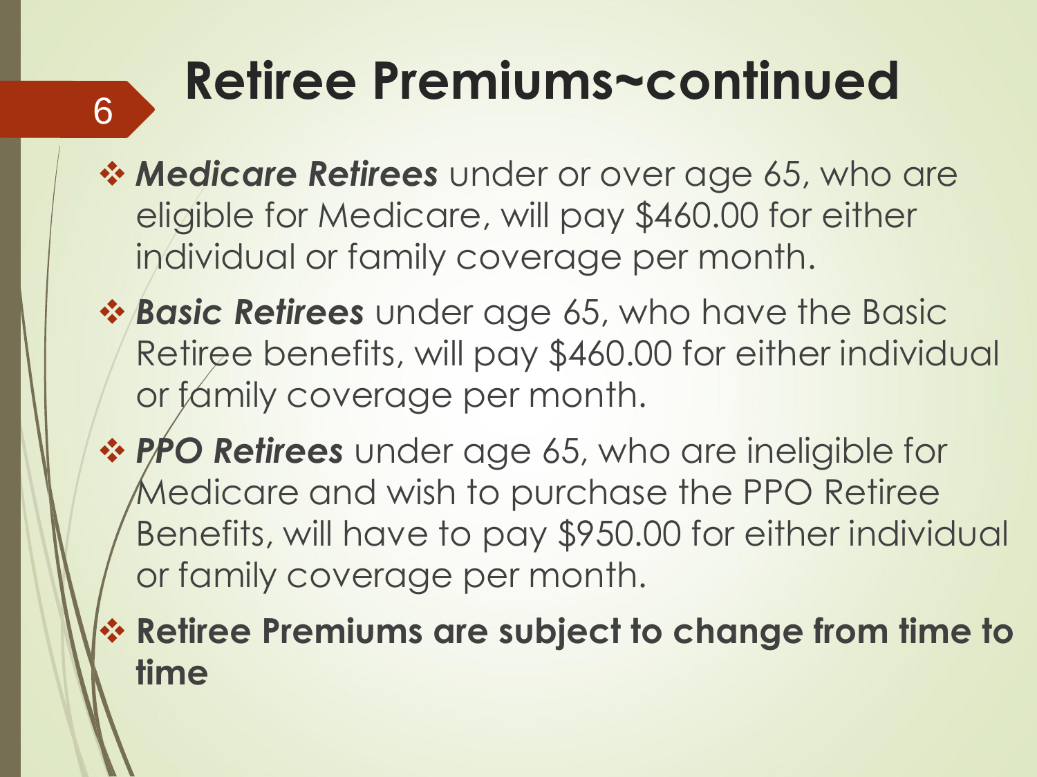# Retiree Premiums~continued

- ***Medicare Retirees*** under or over age 65, who are eligible for Medicare, will pay $460.00 for either individual or family coverage per month.
- ***Basic Retirees*** under age 65, who have the Basic Retiree benefits, will pay $460.00 for either individual or family coverage per month.
- ***PPO Retirees*** under age 65, who are ineligible for Medicare and wish to purchase the PPO Retiree Benefits, will have to pay $950.00 for either individual or family coverage per month.
- **Retiree Premiums are subject to change from time to time**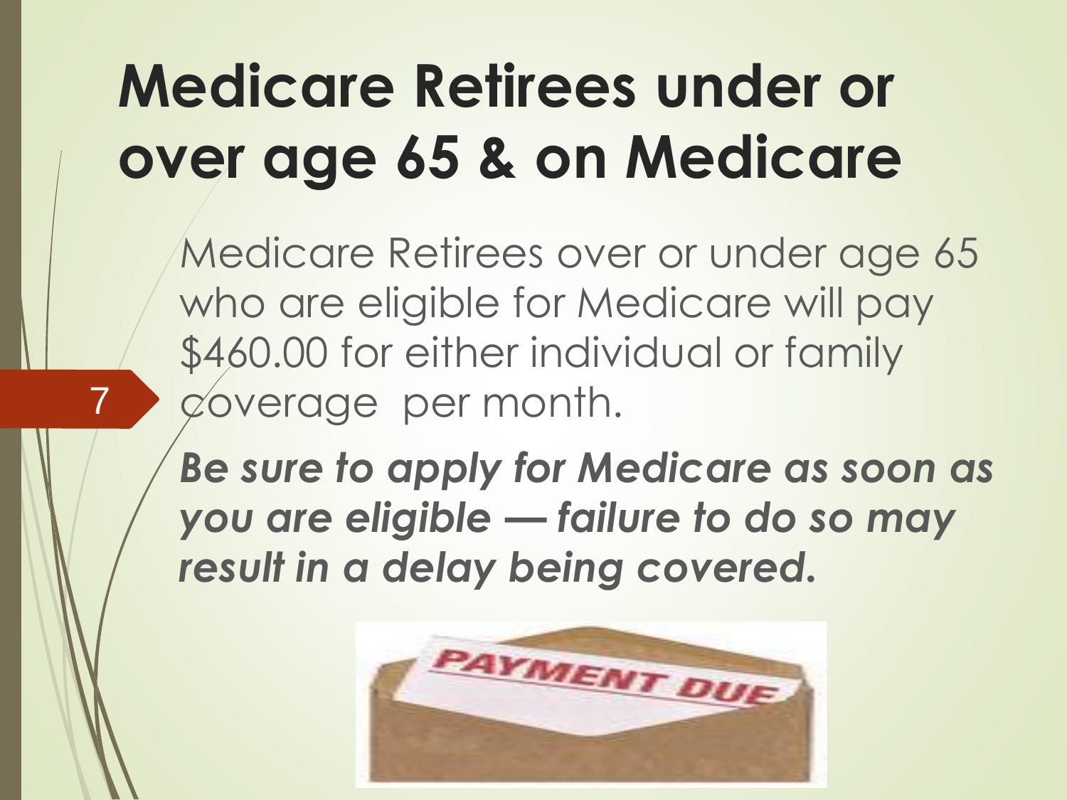# Medicare Retirees under or over age 65 & on Medicare

Medicare Retirees over or under age 65 who are eligible for Medicare will pay $460.00 for either individual or family coverage per month.

***Be sure to apply for Medicare as soon as you are eligible — failure to do so may result in a delay being covered.***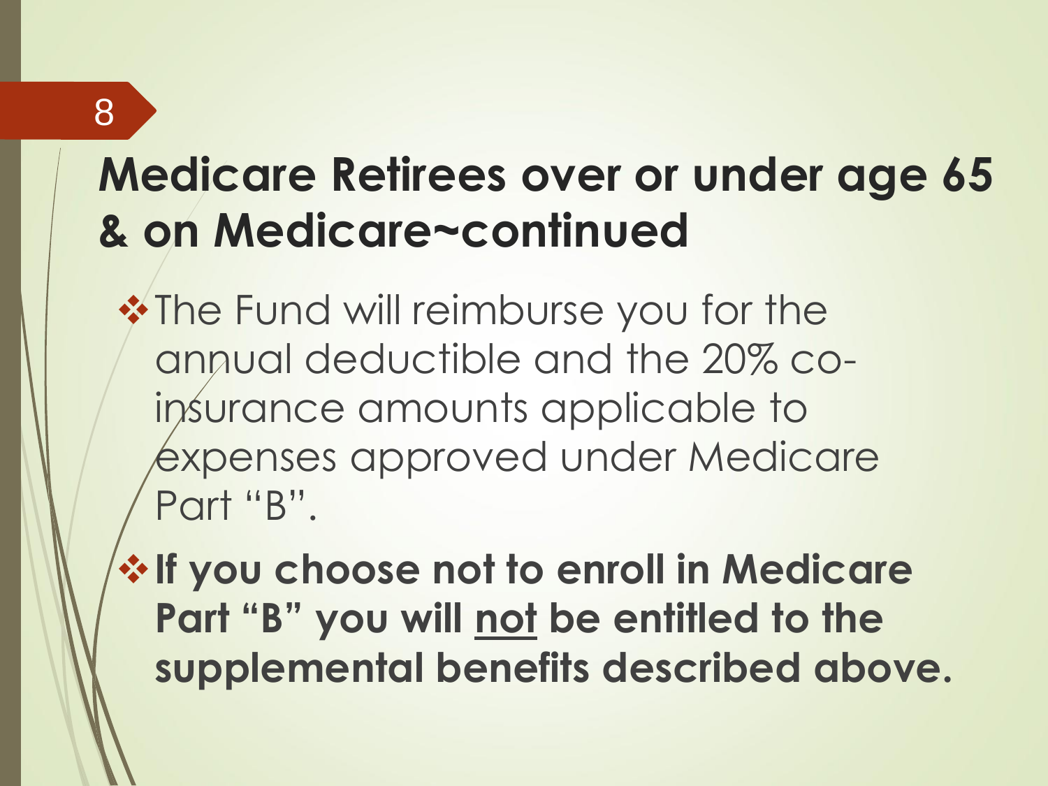# Medicare Retirees over or under age 65 & on Medicare~continued

- The Fund will reimburse you for the annual deductible and the 20% co-insurance amounts applicable to expenses approved under Medicare Part "B".
- **If you choose not to enroll in Medicare Part "B" you will <u>not</u> be entitled to the supplemental benefits described above.**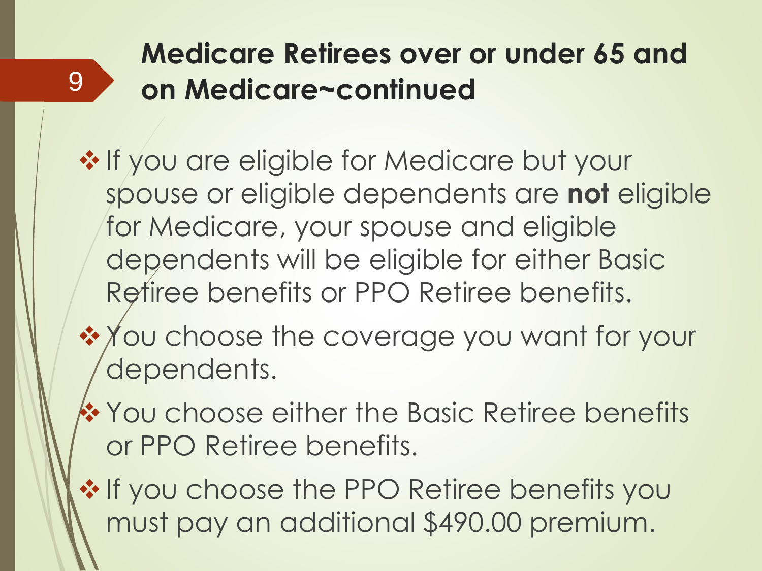## Medicare Retirees over or under 65 and on Medicare~continued

- If you are eligible for Medicare but your spouse or eligible dependents are **not** eligible for Medicare, your spouse and eligible dependents will be eligible for either Basic Retiree benefits or PPO Retiree benefits.
- You choose the coverage you want for your dependents.
- You choose either the Basic Retiree benefits or PPO Retiree benefits.
- If you choose the PPO Retiree benefits you must pay an additional $490.00 premium.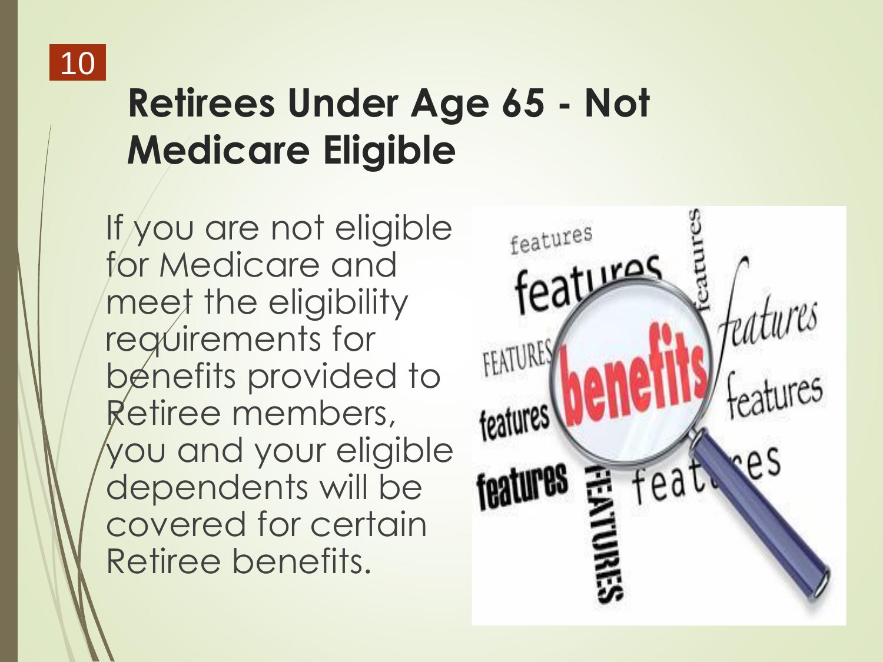# Retirees Under Age 65 - Not Medicare Eligible

If you are not eligible for Medicare and meet the eligibility requirements for benefits provided to Retiree members, you and your eligible dependents will be covered for certain Retiree benefits.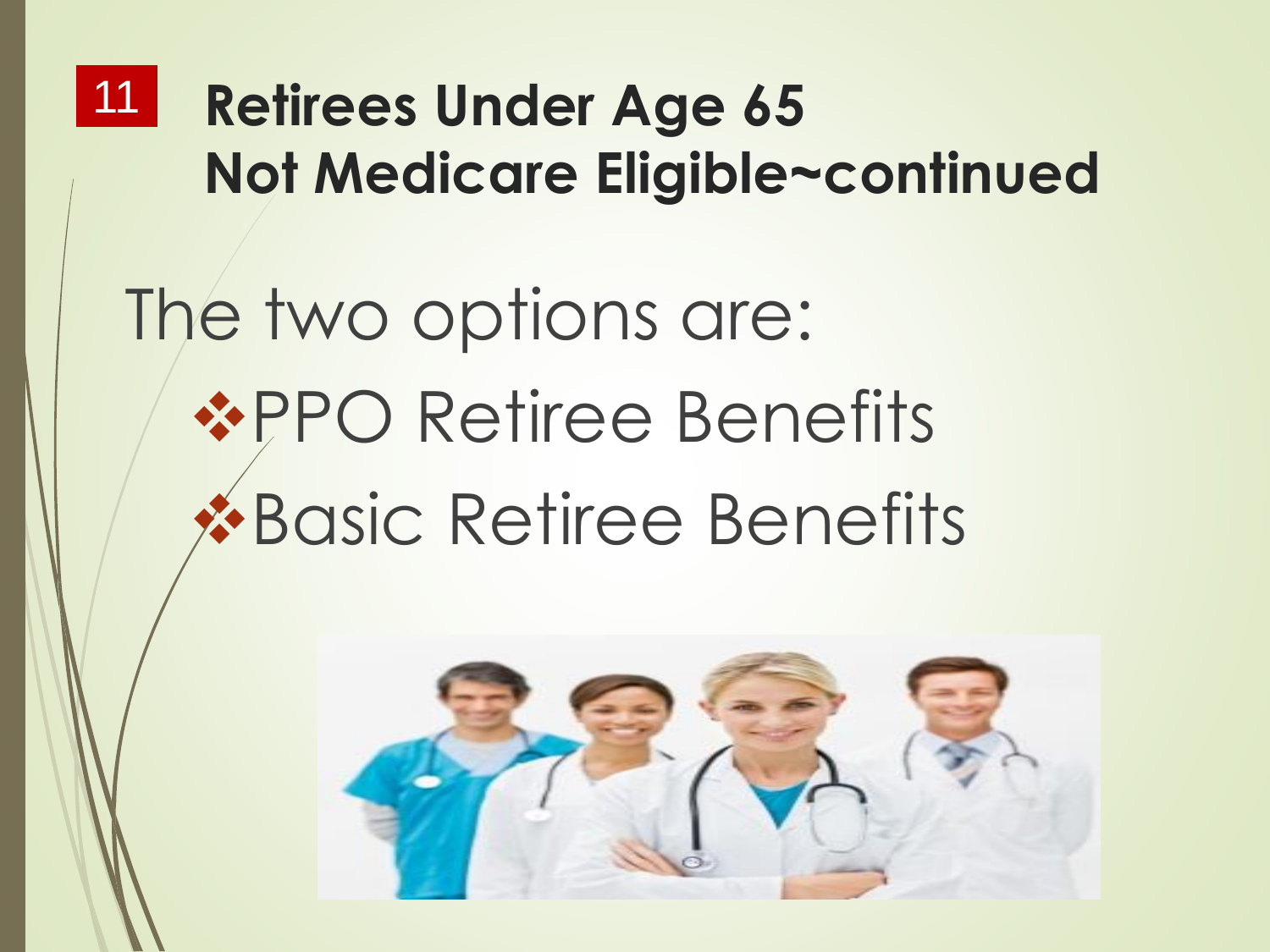## Retirees Under Age 65
## Not Medicare Eligible~continued

The two options are:

- PPO Retiree Benefits
- Basic Retiree Benefits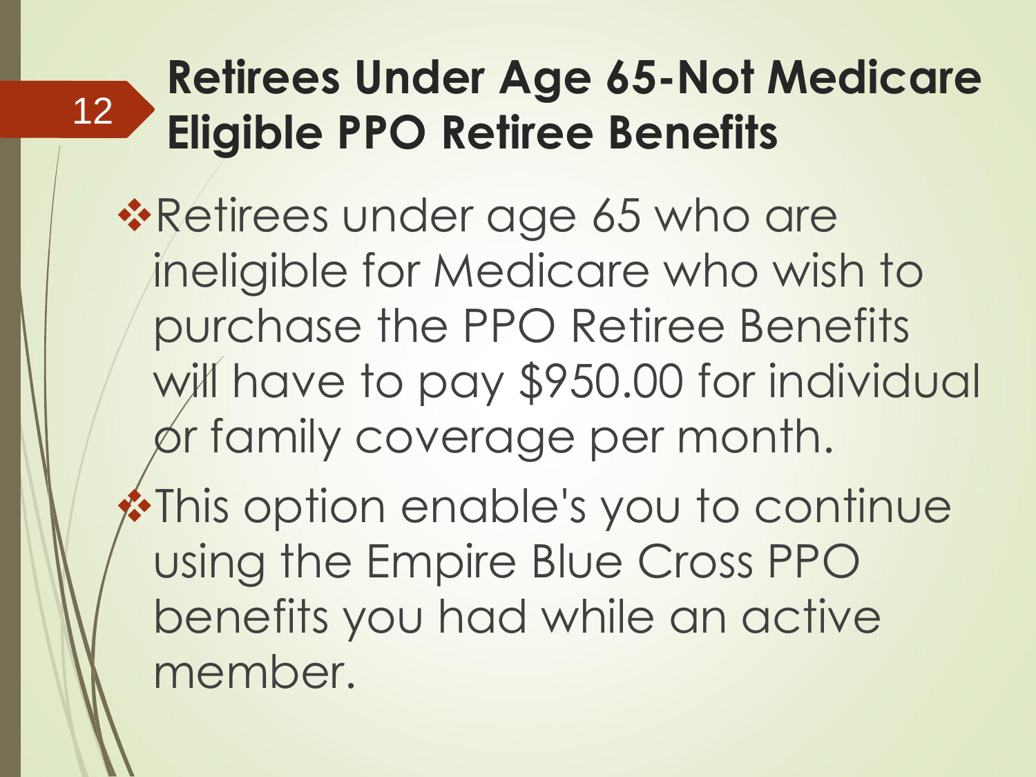# Retirees Under Age 65-Not Medicare Eligible PPO Retiree Benefits

- Retirees under age 65 who are ineligible for Medicare who wish to purchase the PPO Retiree Benefits will have to pay $950.00 for individual or family coverage per month.
- This option enable's you to continue using the Empire Blue Cross PPO benefits you had while an active member.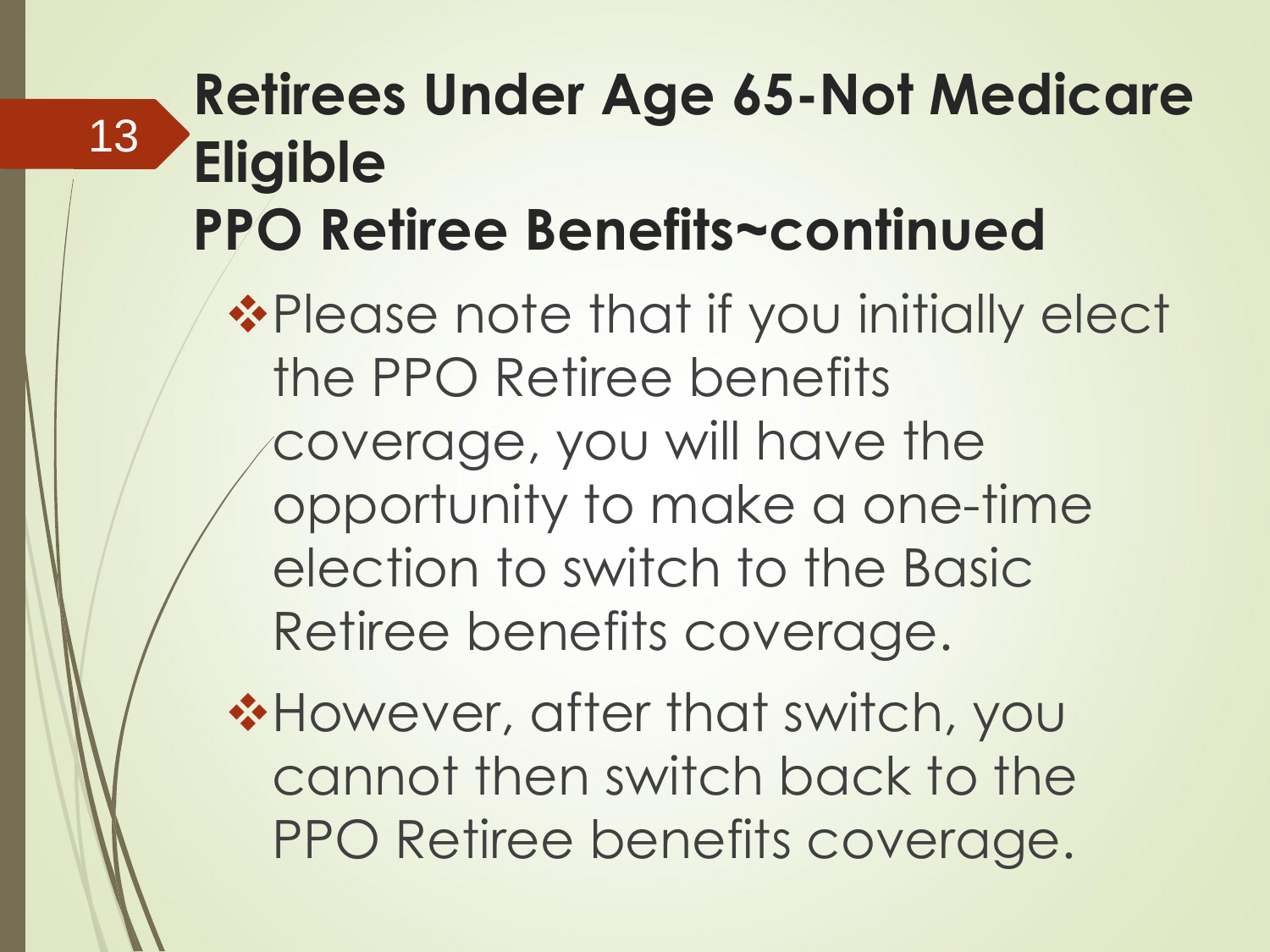# Retirees Under Age 65-Not Medicare Eligible
# PPO Retiree Benefits~continued

- Please note that if you initially elect the PPO Retiree benefits coverage, you will have the opportunity to make a one-time election to switch to the Basic Retiree benefits coverage.
- However, after that switch, you cannot then switch back to the PPO Retiree benefits coverage.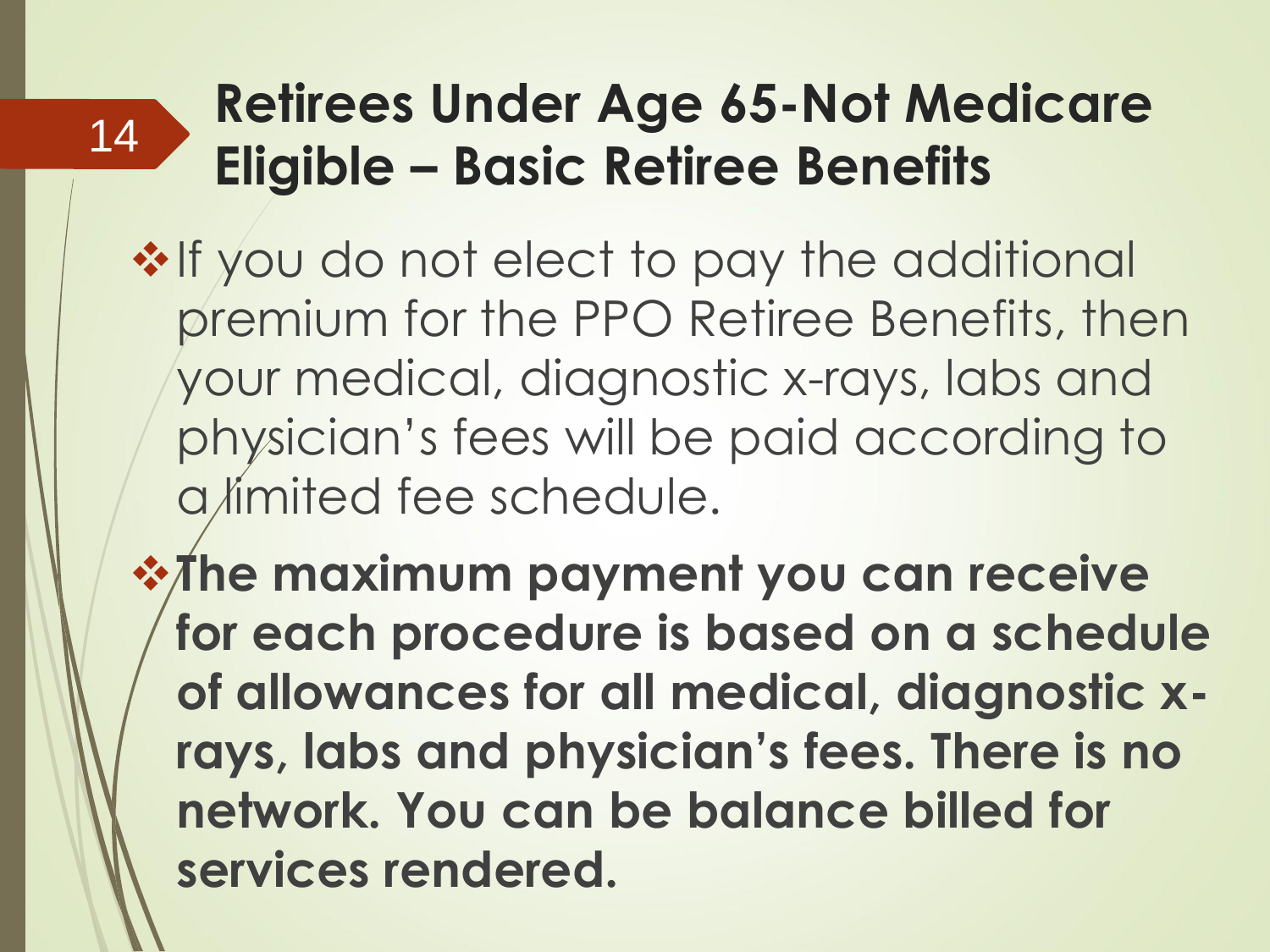# Retirees Under Age 65-Not Medicare Eligible – Basic Retiree Benefits

- If you do not elect to pay the additional premium for the PPO Retiree Benefits, then your medical, diagnostic x-rays, labs and physician's fees will be paid according to a limited fee schedule.
- **The maximum payment you can receive for each procedure is based on a schedule of allowances for all medical, diagnostic x-rays, labs and physician's fees. There is no network. You can be balance billed for services rendered.**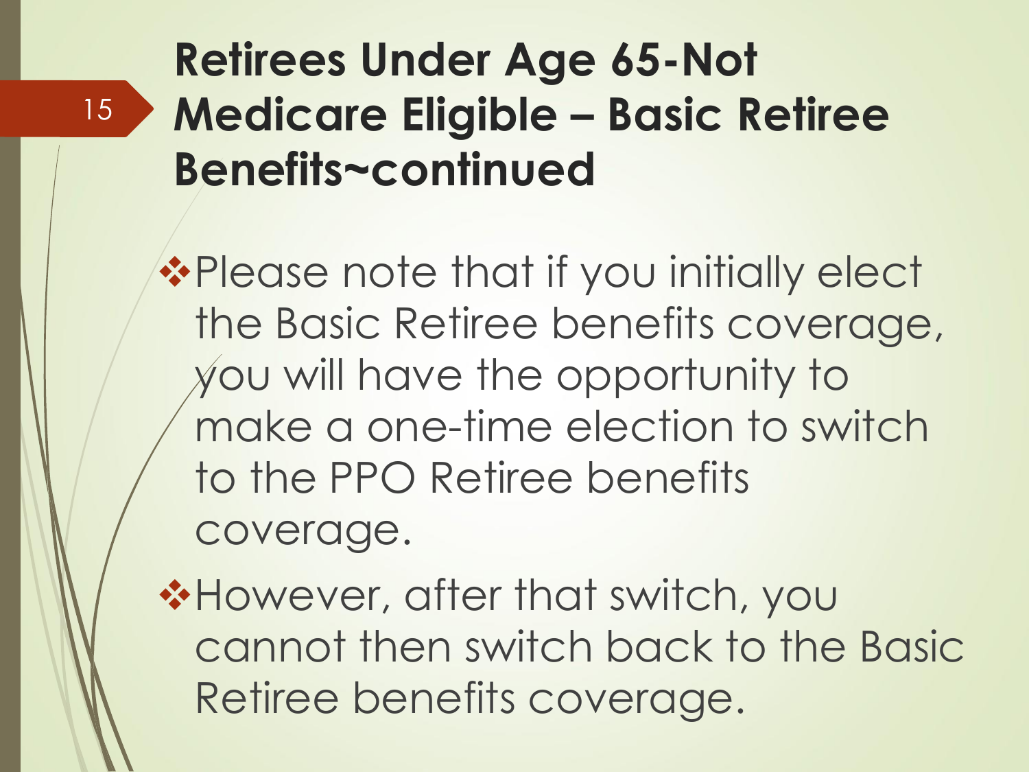# Retirees Under Age 65-Not Medicare Eligible – Basic Retiree Benefits~continued

- Please note that if you initially elect the Basic Retiree benefits coverage, you will have the opportunity to make a one-time election to switch to the PPO Retiree benefits coverage.
- However, after that switch, you cannot then switch back to the Basic Retiree benefits coverage.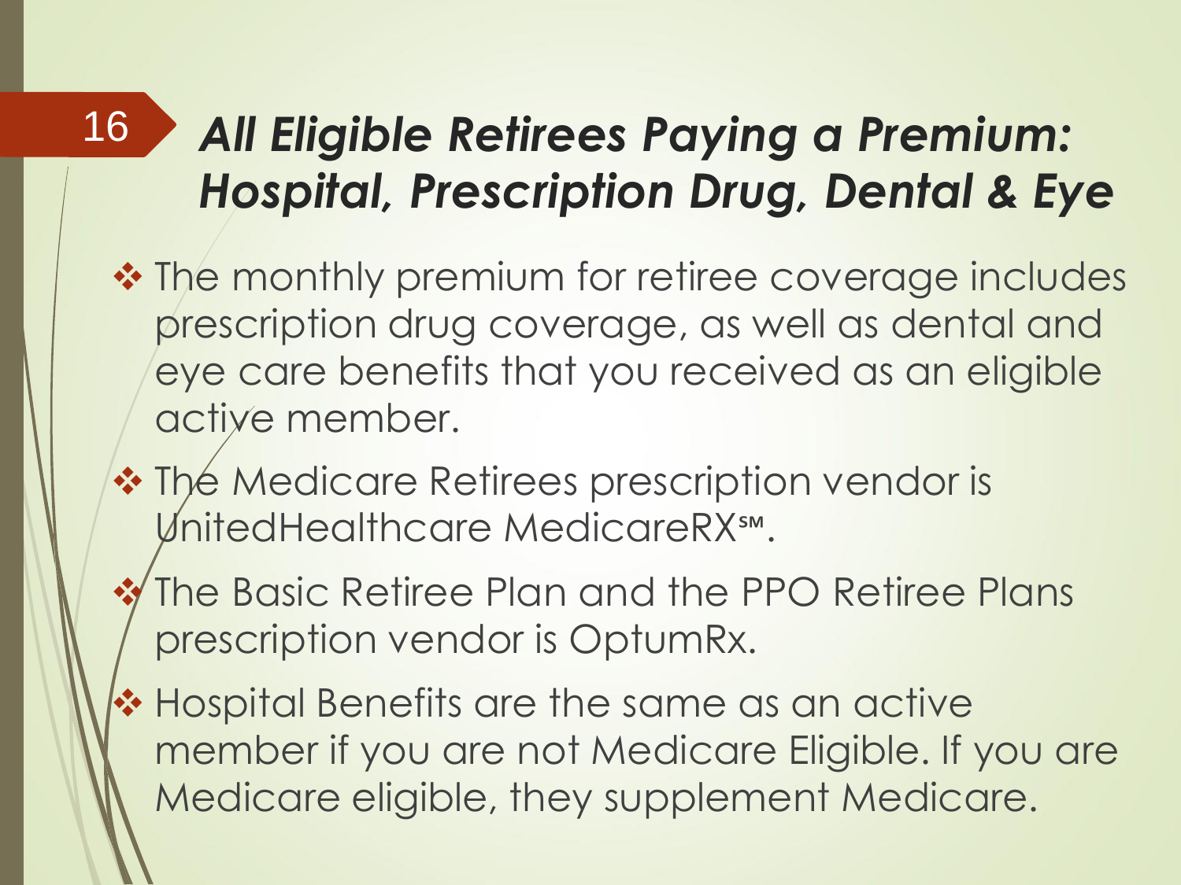## *All Eligible Retirees Paying a Premium: Hospital, Prescription Drug, Dental & Eye*

- The monthly premium for retiree coverage includes prescription drug coverage, as well as dental and eye care benefits that you received as an eligible active member.
- The Medicare Retirees prescription vendor is UnitedHealthcare MedicareRX℠.
- The Basic Retiree Plan and the PPO Retiree Plans prescription vendor is OptumRx.
- Hospital Benefits are the same as an active member if you are not Medicare Eligible. If you are Medicare eligible, they supplement Medicare.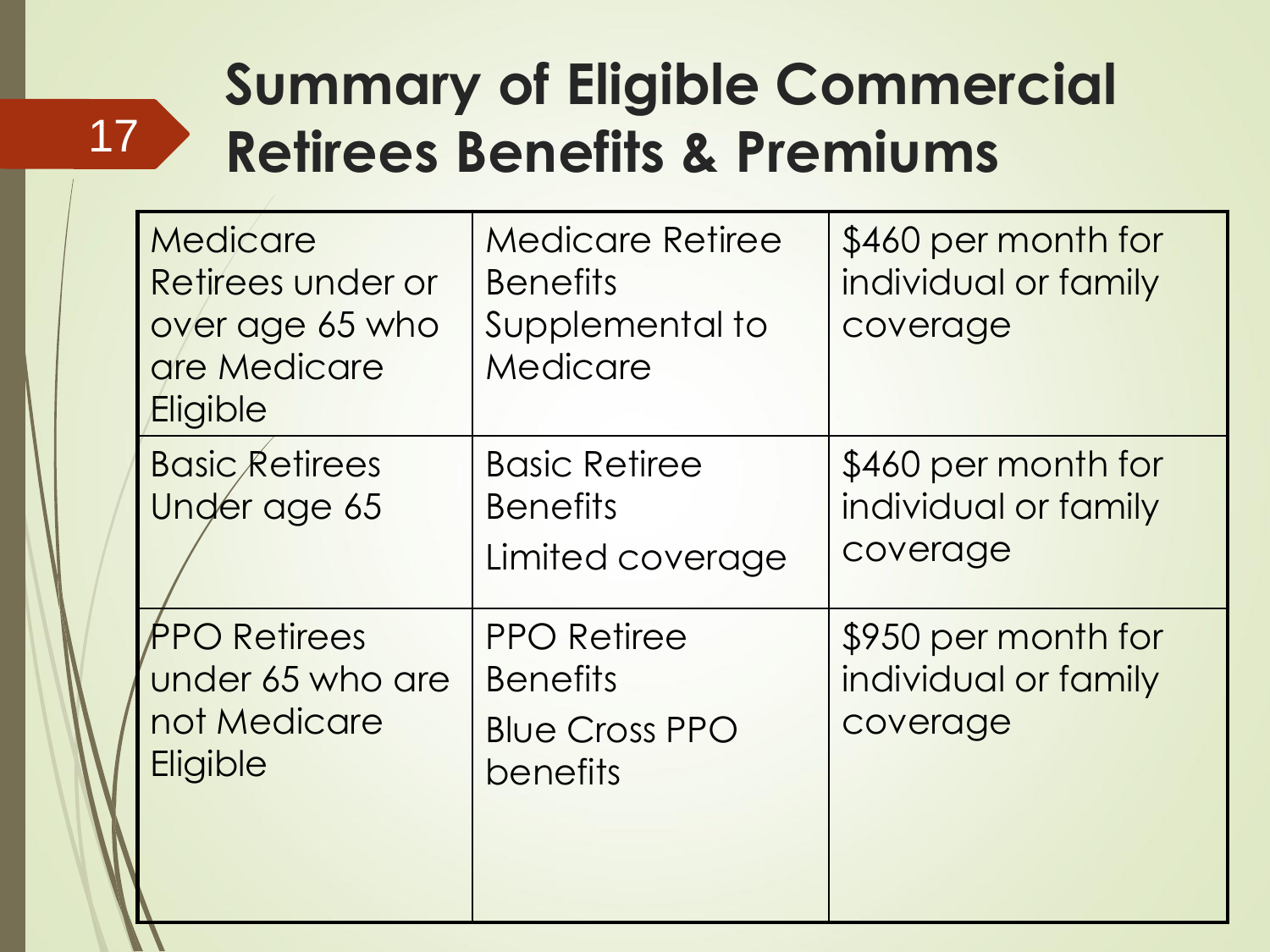# Summary of Eligible Commercial Retirees Benefits & Premiums

| | | |
|---|---|---|
| Medicare Retirees under or over age 65 who are Medicare Eligible | Medicare Retiree Benefits Supplemental to Medicare | $460 per month for individual or family coverage |
| Basic Retirees Under age 65 | Basic Retiree Benefits<br>Limited coverage | $460 per month for individual or family coverage |
| PPO Retirees under 65 who are not Medicare Eligible | PPO Retiree Benefits<br>Blue Cross PPO benefits | $950 per month for individual or family coverage |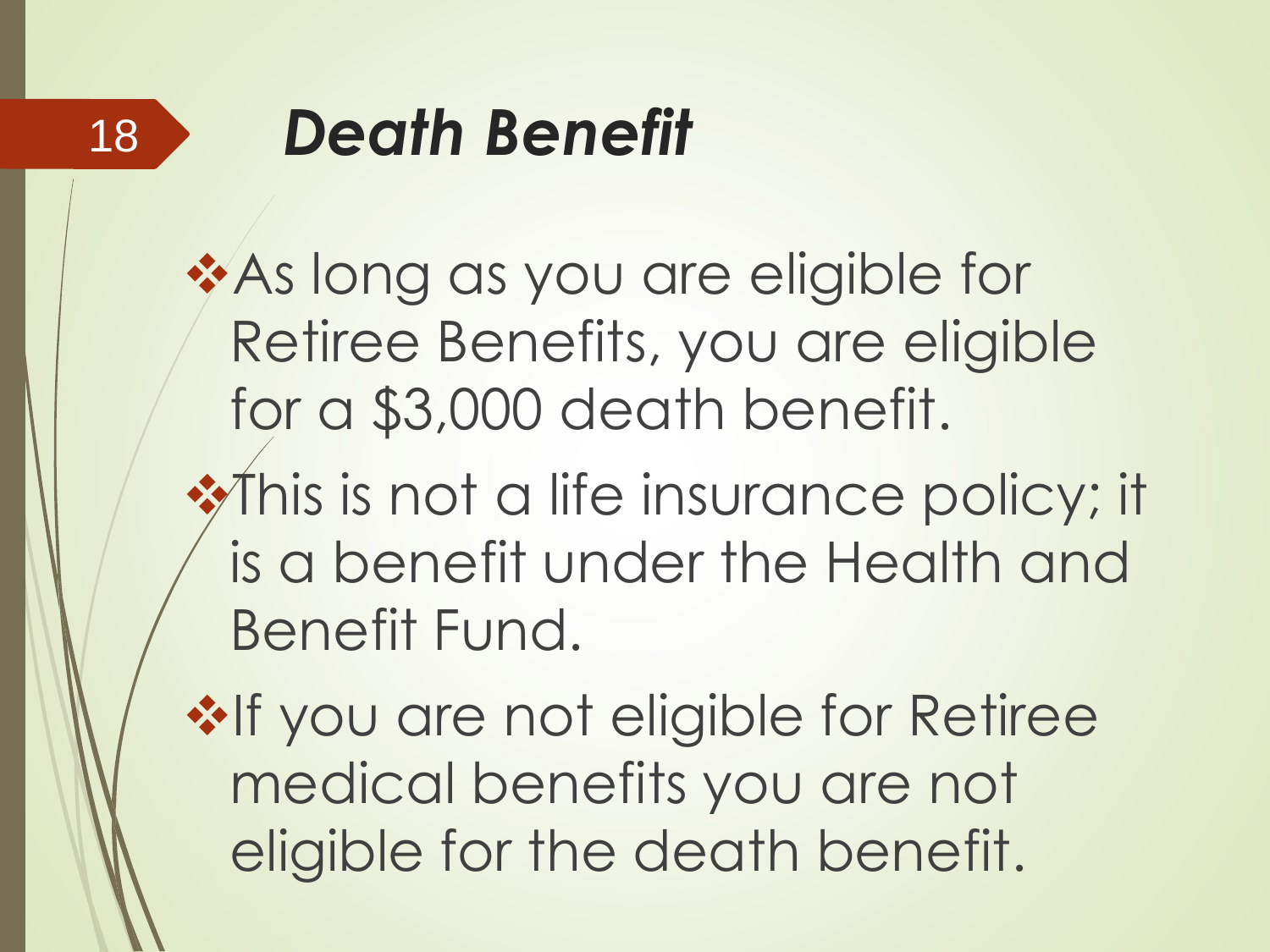# *Death Benefit*

- As long as you are eligible for Retiree Benefits, you are eligible for a $3,000 death benefit.
- This is not a life insurance policy; it is a benefit under the Health and Benefit Fund.
- If you are not eligible for Retiree medical benefits you are not eligible for the death benefit.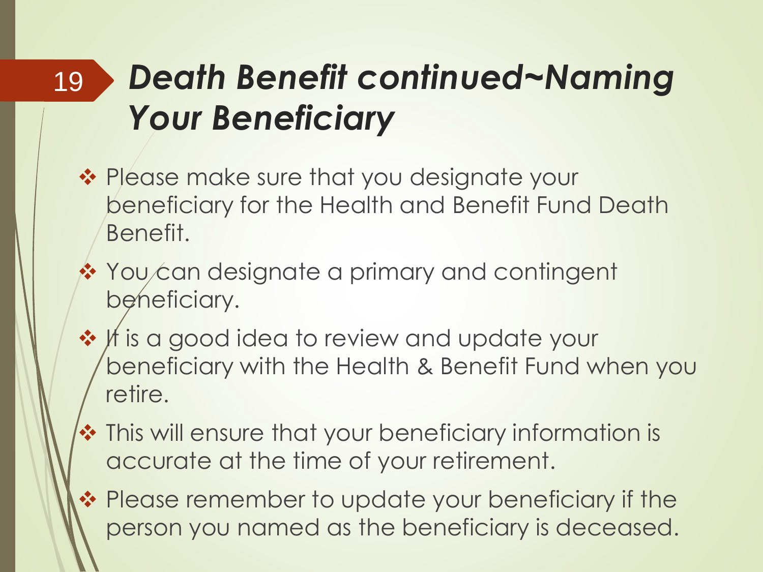# *Death Benefit continued~Naming Your Beneficiary*

- Please make sure that you designate your beneficiary for the Health and Benefit Fund Death Benefit.
- You can designate a primary and contingent beneficiary.
- It is a good idea to review and update your beneficiary with the Health & Benefit Fund when you retire.
- This will ensure that your beneficiary information is accurate at the time of your retirement.
- Please remember to update your beneficiary if the person you named as the beneficiary is deceased.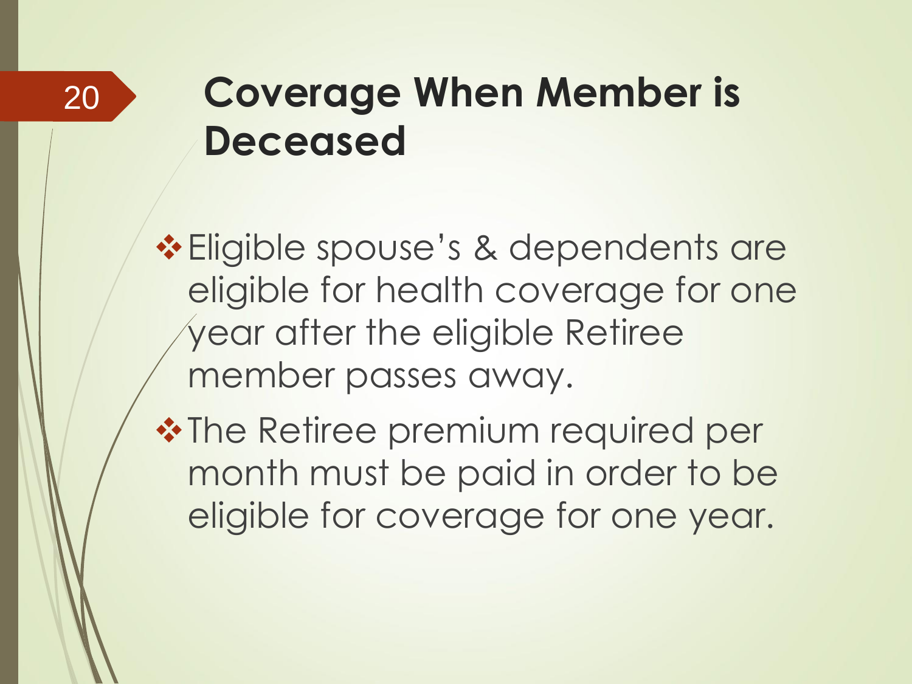# Coverage When Member is Deceased

- Eligible spouse's & dependents are eligible for health coverage for one year after the eligible Retiree member passes away.
- The Retiree premium required per month must be paid in order to be eligible for coverage for one year.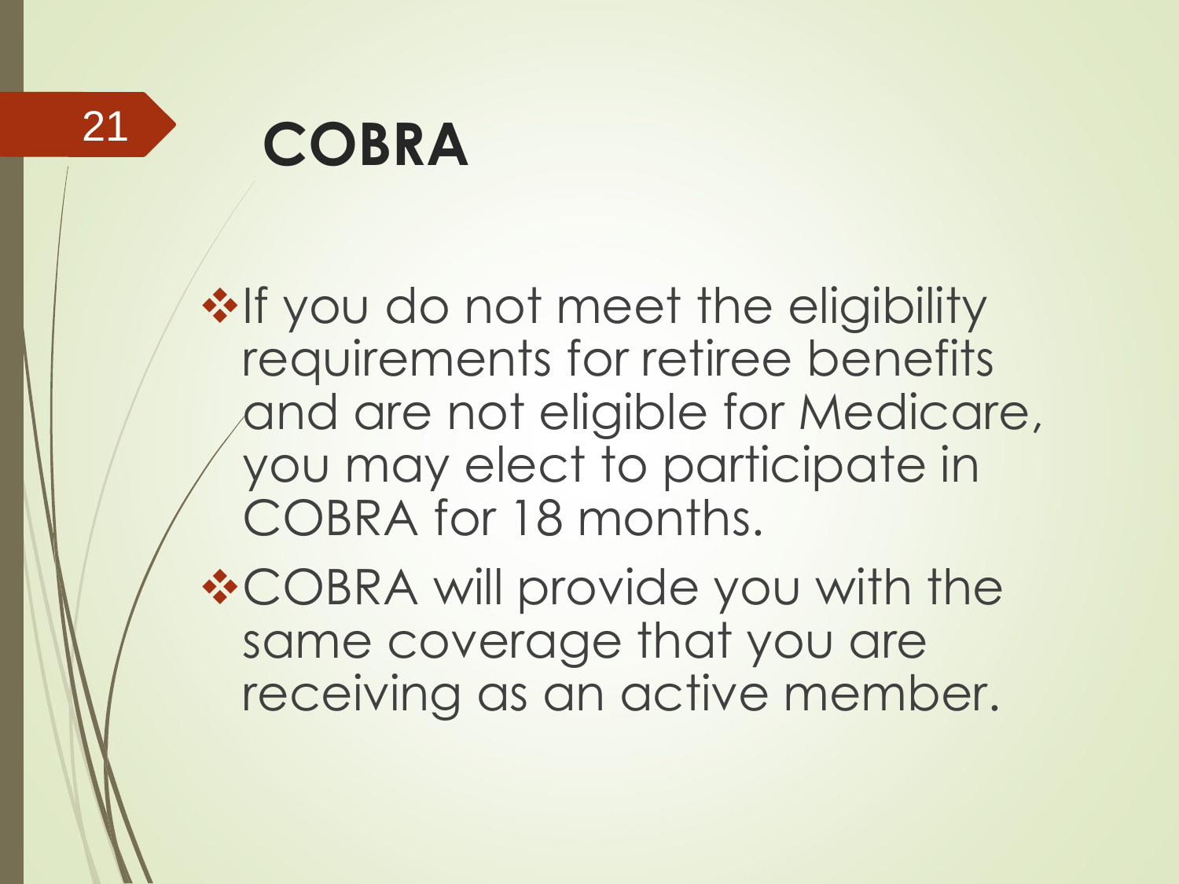# COBRA

- If you do not meet the eligibility requirements for retiree benefits and are not eligible for Medicare, you may elect to participate in COBRA for 18 months.
- COBRA will provide you with the same coverage that you are receiving as an active member.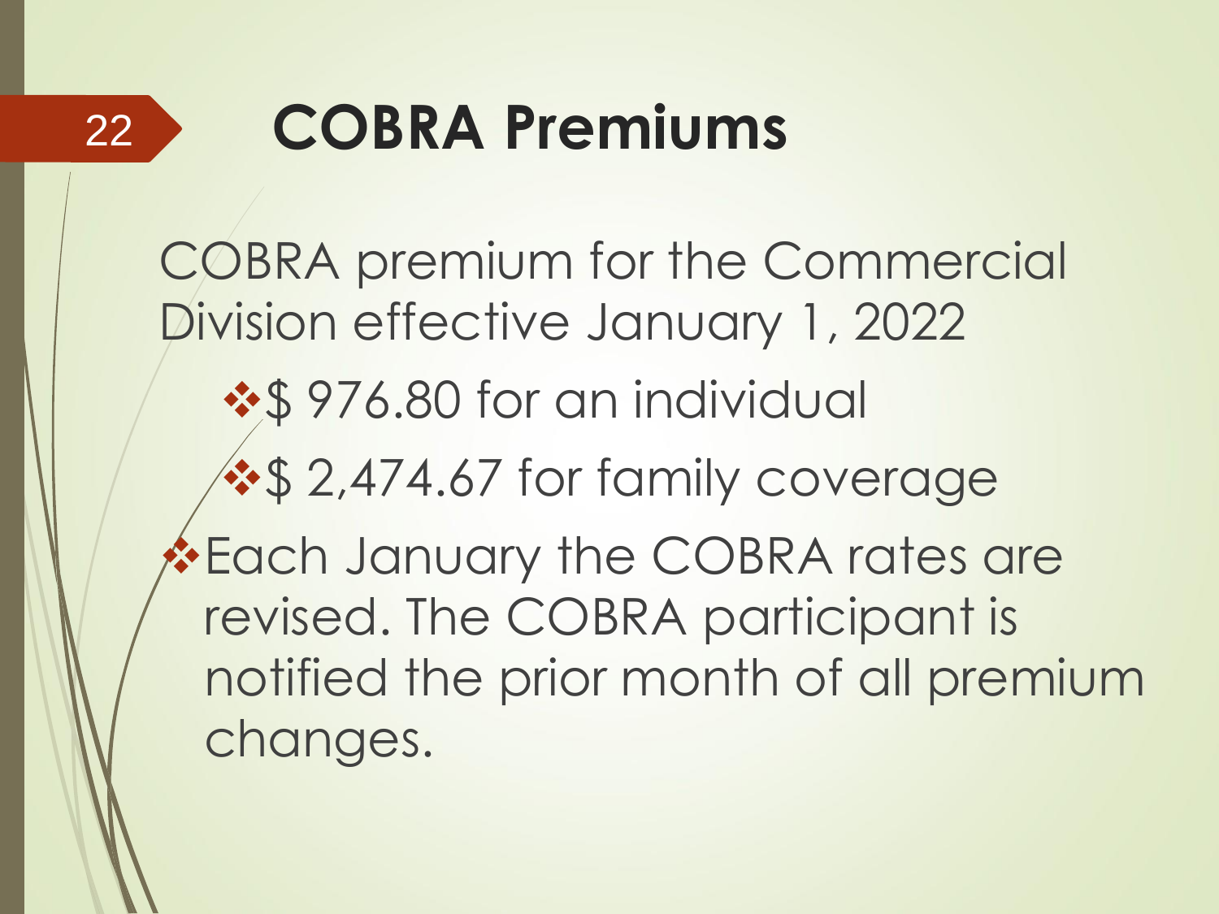# COBRA Premiums

COBRA premium for the Commercial Division effective January 1, 2022

- $ 976.80 for an individual
- $ 2,474.67 for family coverage

- Each January the COBRA rates are revised. The COBRA participant is notified the prior month of all premium changes.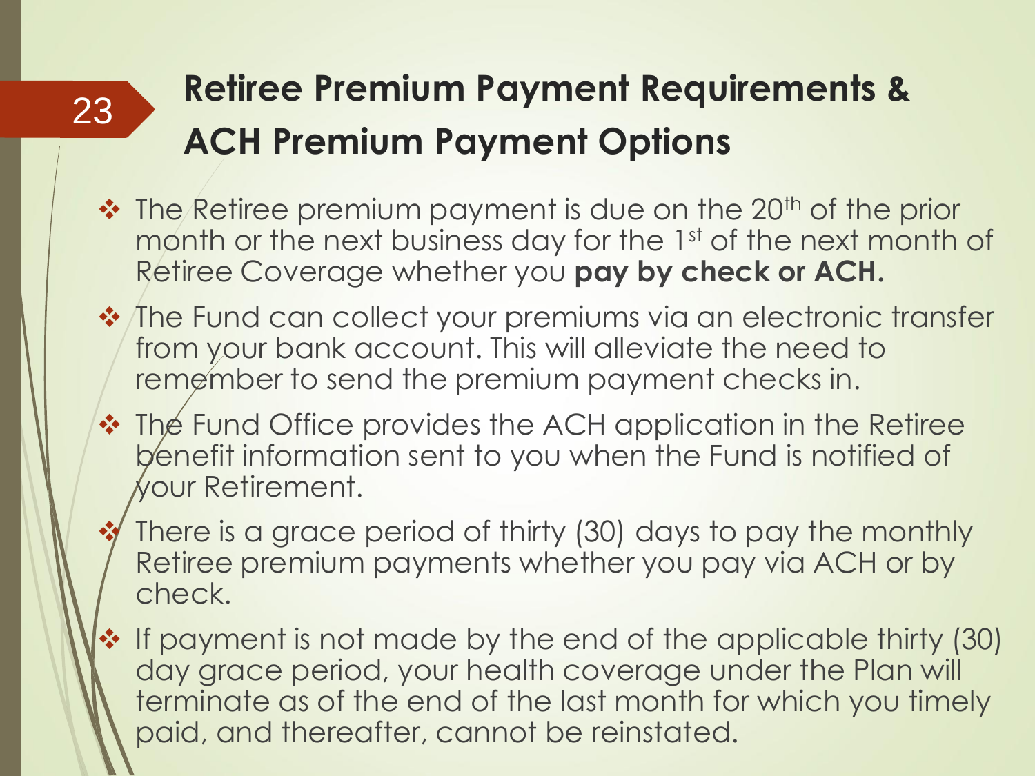# Retiree Premium Payment Requirements & ACH Premium Payment Options

- The Retiree premium payment is due on the 20th of the prior month or the next business day for the 1st of the next month of Retiree Coverage whether you **pay by check or ACH.**
- The Fund can collect your premiums via an electronic transfer from your bank account. This will alleviate the need to remember to send the premium payment checks in.
- The Fund Office provides the ACH application in the Retiree benefit information sent to you when the Fund is notified of your Retirement.
- There is a grace period of thirty (30) days to pay the monthly Retiree premium payments whether you pay via ACH or by check.
- If payment is not made by the end of the applicable thirty (30) day grace period, your health coverage under the Plan will terminate as of the end of the last month for which you timely paid, and thereafter, cannot be reinstated.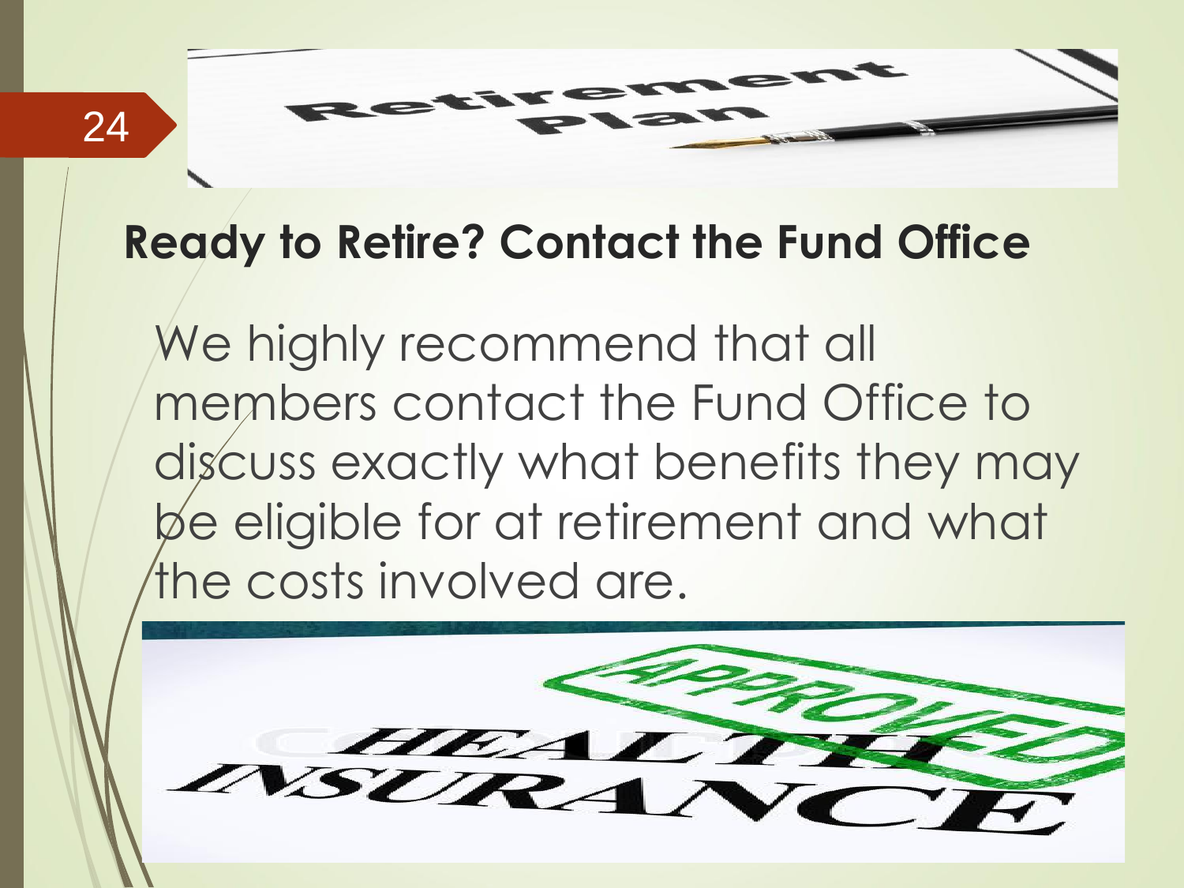## Ready to Retire? Contact the Fund Office

We highly recommend that all members contact the Fund Office to discuss exactly what benefits they may be eligible for at retirement and what the costs involved are.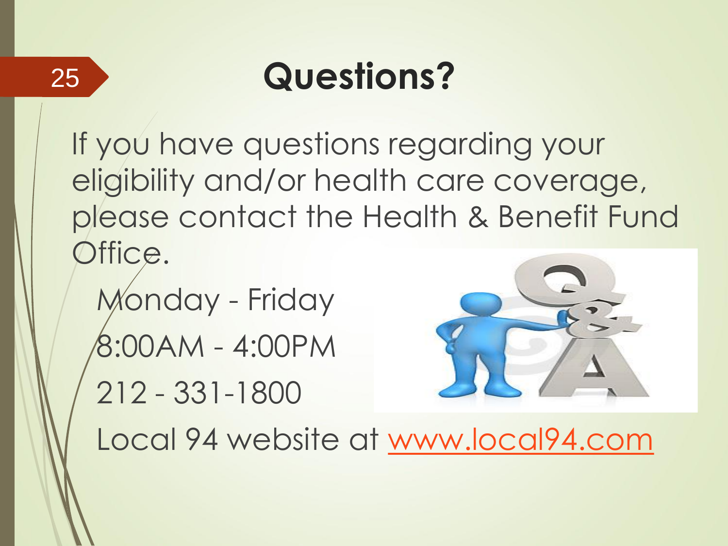# Questions?

If you have questions regarding your eligibility and/or health care coverage, please contact the Health & Benefit Fund Office.

Monday - Friday

8:00AM - 4:00PM

212 - 331-1800

Local 94 website at www.local94.com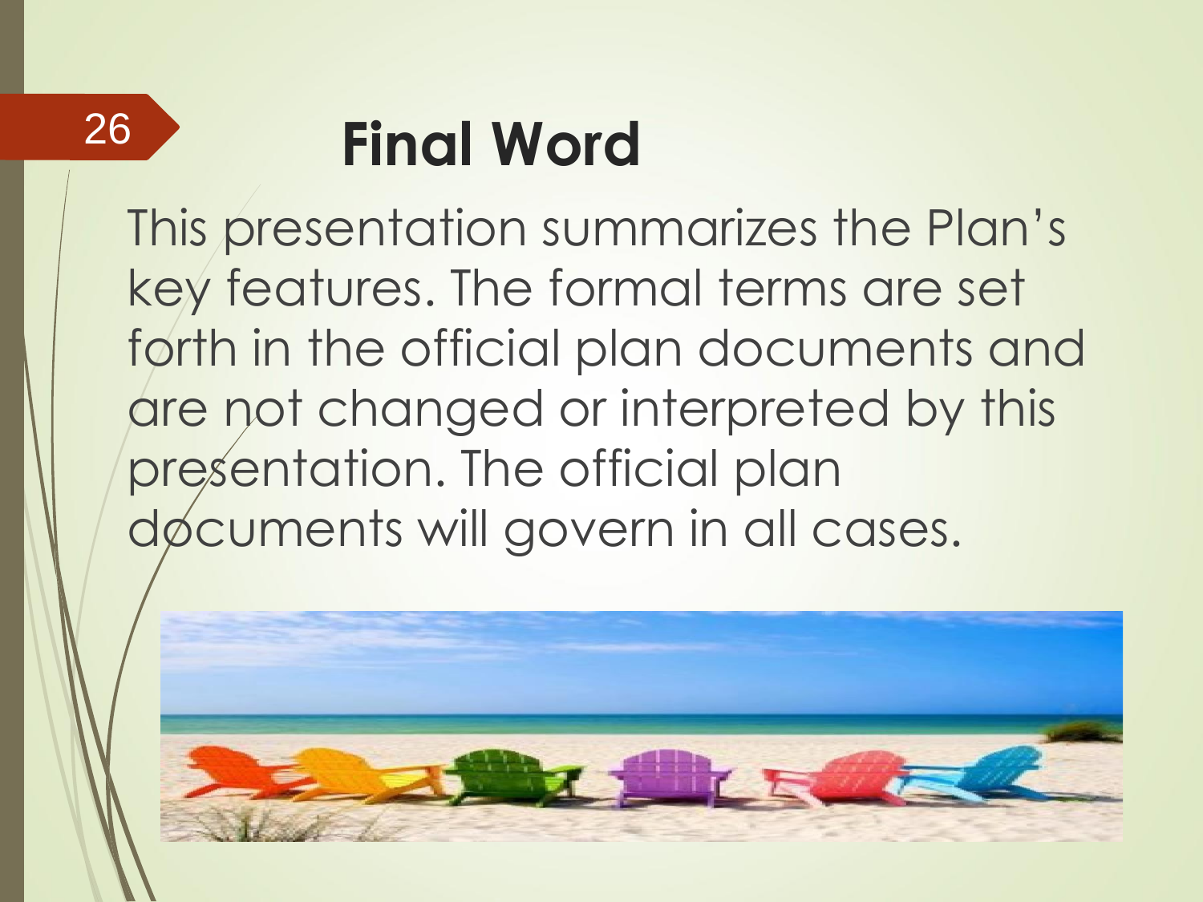# Final Word

This presentation summarizes the Plan's key features. The formal terms are set forth in the official plan documents and are not changed or interpreted by this presentation. The official plan documents will govern in all cases.